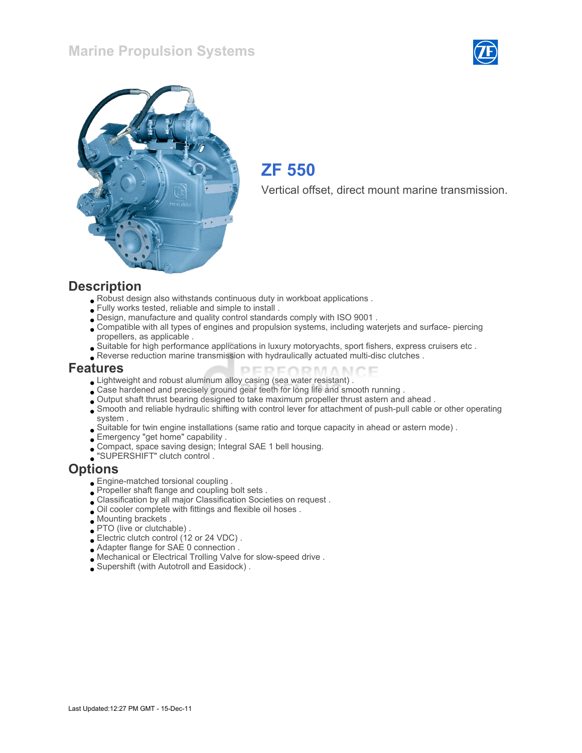# Marine Propulsion Systems

## ZF 550

Vertical offset, direct mount marine transmission.

## Description

- Robust design also withstands continuous duty in workboat applications .
- Fully works tested, reliable and simple to install .
- Design, manufacture and quality control standards comply with ISO 9001 .
- Compatible with all types of engines and propulsion systems, including waterjets and surface- piercing propellers, as applicable .
- Suitable for high performance applications in luxury motoryachts, sport fishers, express cruisers etc .
- Reverse reduction marine transmission with hydraulically actuated multi-disc clutches .

## Features

- Lightweight and robust aluminum alloy casing (sea water resistant) .
- Case hardened and precisely ground gear teeth for long life and smooth running .
- Output shaft thrust bearing designed to take maximum propeller thrust astern and ahead .
- Smooth and reliable hydraulic shifting with control lever for attachment of push-pull cable or other operating system .
- Suitable for twin engine installations (same ratio and torque capacity in ahead or astern mode) .
- Emergency "get home" capability .
- Compact, space saving design; Integral SAE 1 bell housing.
- "SUPERSHIFT" clutch control .

## Options

- Engine-matched torsional coupling .
- Propeller shaft flange and coupling bolt sets .
- Classification by all major Classification Societies on request .
- Oil cooler complete with fittings and flexible oil hoses .
- Mounting brackets .
- PTO (live or clutchable) .
- Electric clutch control (12 or 24 VDC) .
- Adapter flange for SAE 0 connection .
- Mechanical or Electrical Trolling Valve for slow-speed drive .
- Supershift (with Autotroll and Easidock) .

Last Updated:12:27 PM GMT - 15-Dec-11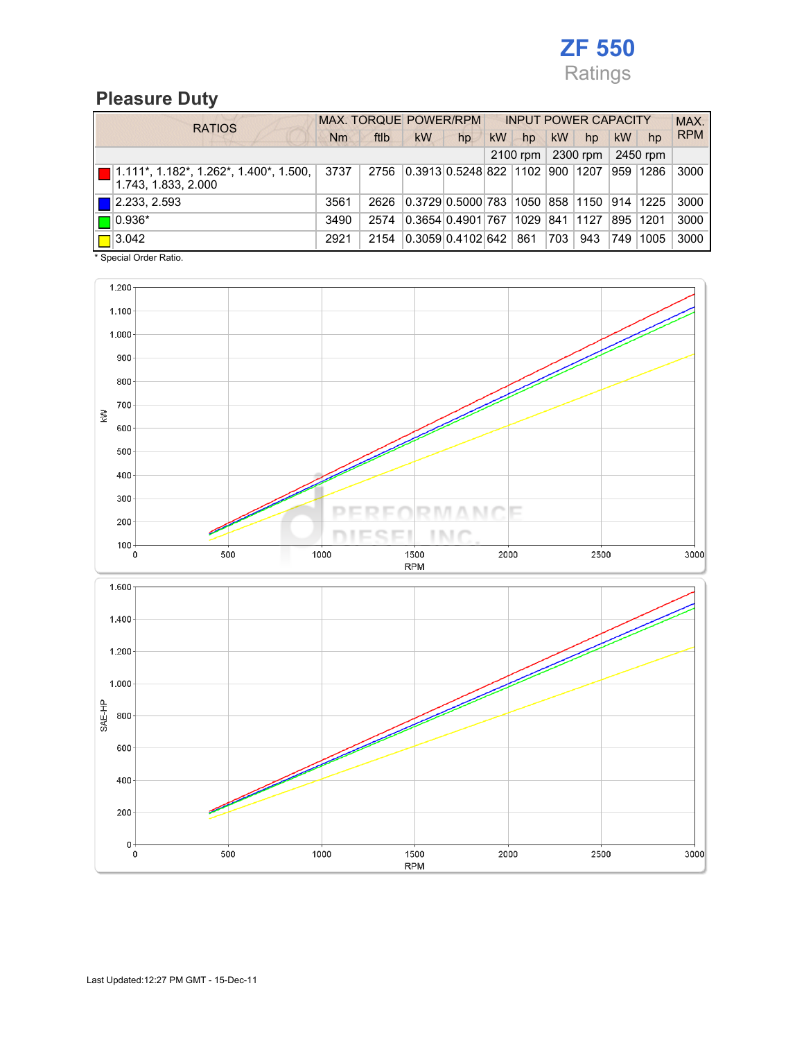# ZF 550

Ratings

## Pleasure Duty

| RATIOS | MAX. TORQUE | | POWER/RPM | | INPUT POWER CAPACITY | | | | | | MAX. RPM |
|---|---|---|---|---|---|---|---|---|---|---|---|
| | Nm | ftlb | kW | hp | kW | hp | kW | hp | kW | hp | |
| | | | | | 2100 rpm | | 2300 rpm | | 2450 rpm | | |
| 1.111*, 1.182*, 1.262*, 1.400*, 1.500, 1.743, 1.833, 2.000 | 3737 | 2756 | 0.3913 | 0.5248 | 822 | 1102 | 900 | 1207 | 959 | 1286 | 3000 |
| 2.233, 2.593 | 3561 | 2626 | 0.3729 | 0.5000 | 783 | 1050 | 858 | 1150 | 914 | 1225 | 3000 |
| 0.936* | 3490 | 2574 | 0.3654 | 0.4901 | 767 | 1029 | 841 | 1127 | 895 | 1201 | 3000 |
| 3.042 | 2921 | 2154 | 0.3059 | 0.4102 | 642 | 861 | 703 | 943 | 749 | 1005 | 3000 |

* Special Order Ratio.

Last Updated:12:27 PM GMT - 15-Dec-11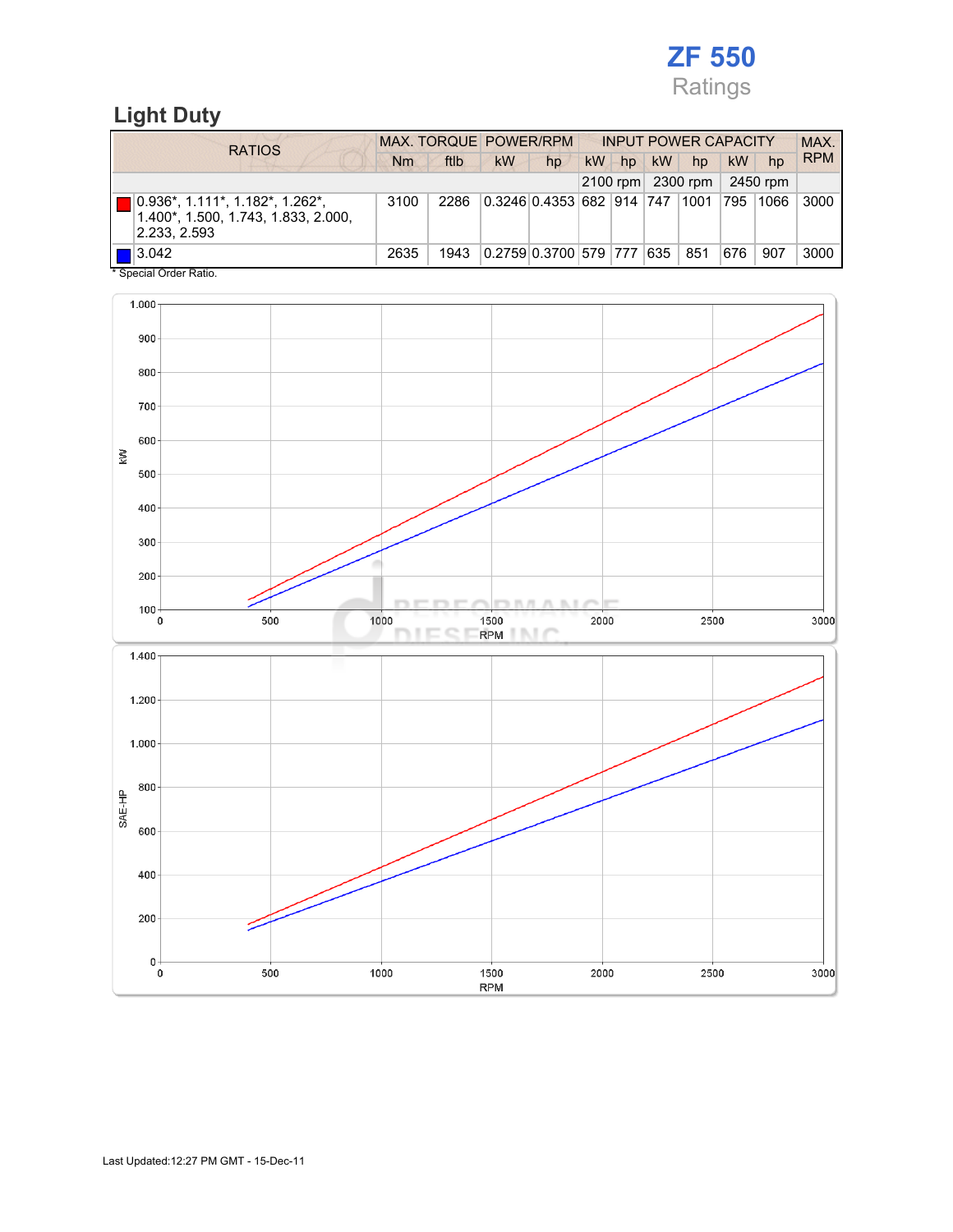# ZF 550

Ratings

## Light Duty

| RATIOS | MAX. TORQUE | | POWER/RPM | | INPUT POWER CAPACITY | | | | | | MAX. RPM |
|---|---|---|---|---|---|---|---|---|---|---|---|
| | Nm | ftlb | kW | hp | kW | hp | kW | hp | kW | hp | |
| | | | | | 2100 rpm | | 2300 rpm | | 2450 rpm | | |
| 0.936*, 1.111*, 1.182*, 1.262*, 1.400*, 1.500, 1.743, 1.833, 2.000, 2.233, 2.593 | 3100 | 2286 | 0.3246 | 0.4353 | 682 | 914 | 747 | 1001 | 795 | 1066 | 3000 |
| 3.042 | 2635 | 1943 | 0.2759 | 0.3700 | 579 | 777 | 635 | 851 | 676 | 907 | 3000 |

* Special Order Ratio.

Last Updated:12:27 PM GMT - 15-Dec-11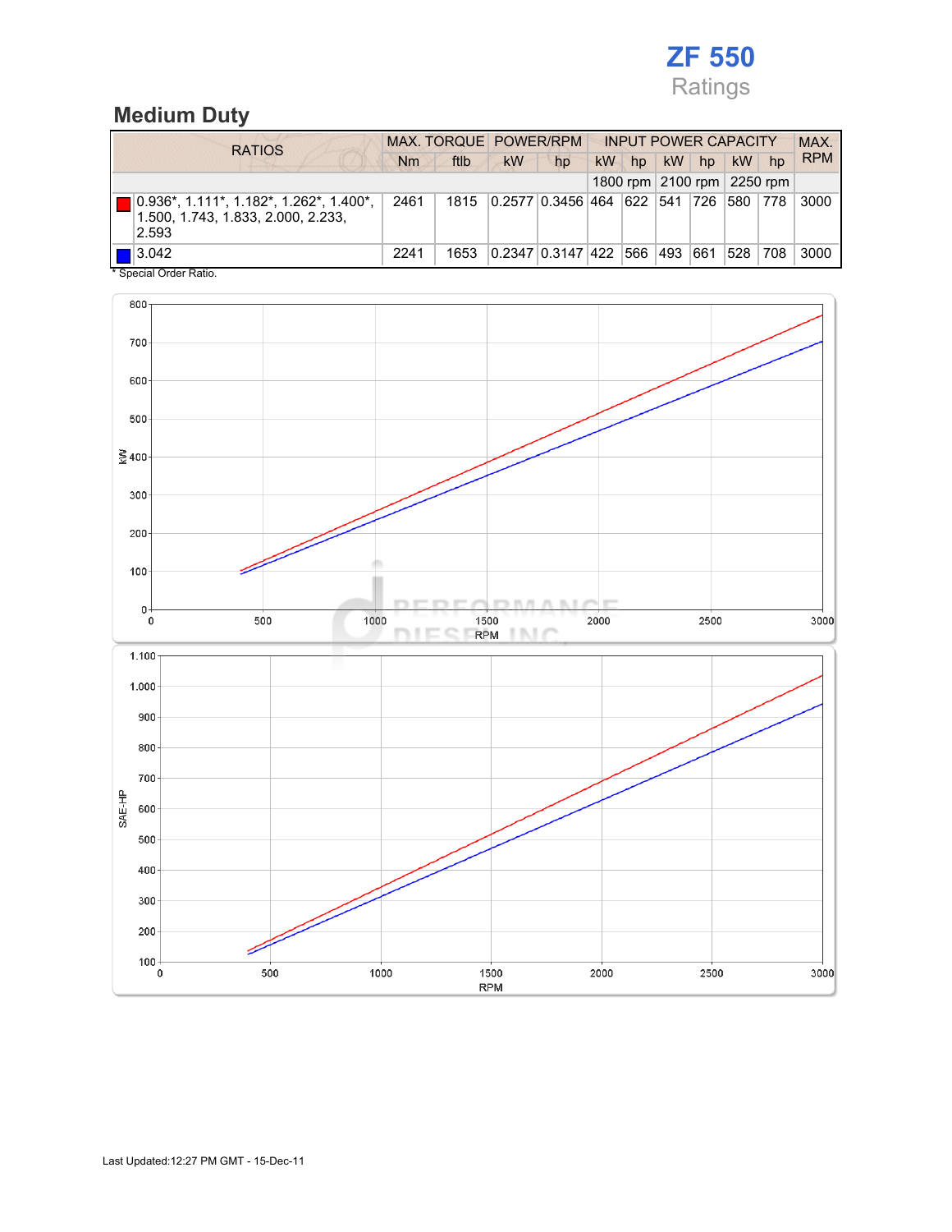# ZF 550

Ratings

## Medium Duty

| RATIOS | MAX. TORQUE | | POWER/RPM | | INPUT POWER CAPACITY | | | | | | MAX. RPM |
|---|---|---|---|---|---|---|---|---|---|---|---|
| | Nm | ftlb | kW | hp | kW | hp | kW | hp | kW | hp | |
| | | | | | 1800 rpm | | 2100 rpm | | 2250 rpm | | |
| 0.936*, 1.111*, 1.182*, 1.262*, 1.400*, 1.500, 1.743, 1.833, 2.000, 2.233, 2.593 | 2461 | 1815 | 0.2577 | 0.3456 | 464 | 622 | 541 | 726 | 580 | 778 | 3000 |
| 3.042 | 2241 | 1653 | 0.2347 | 0.3147 | 422 | 566 | 493 | 661 | 528 | 708 | 3000 |

* Special Order Ratio.

Last Updated:12:27 PM GMT - 15-Dec-11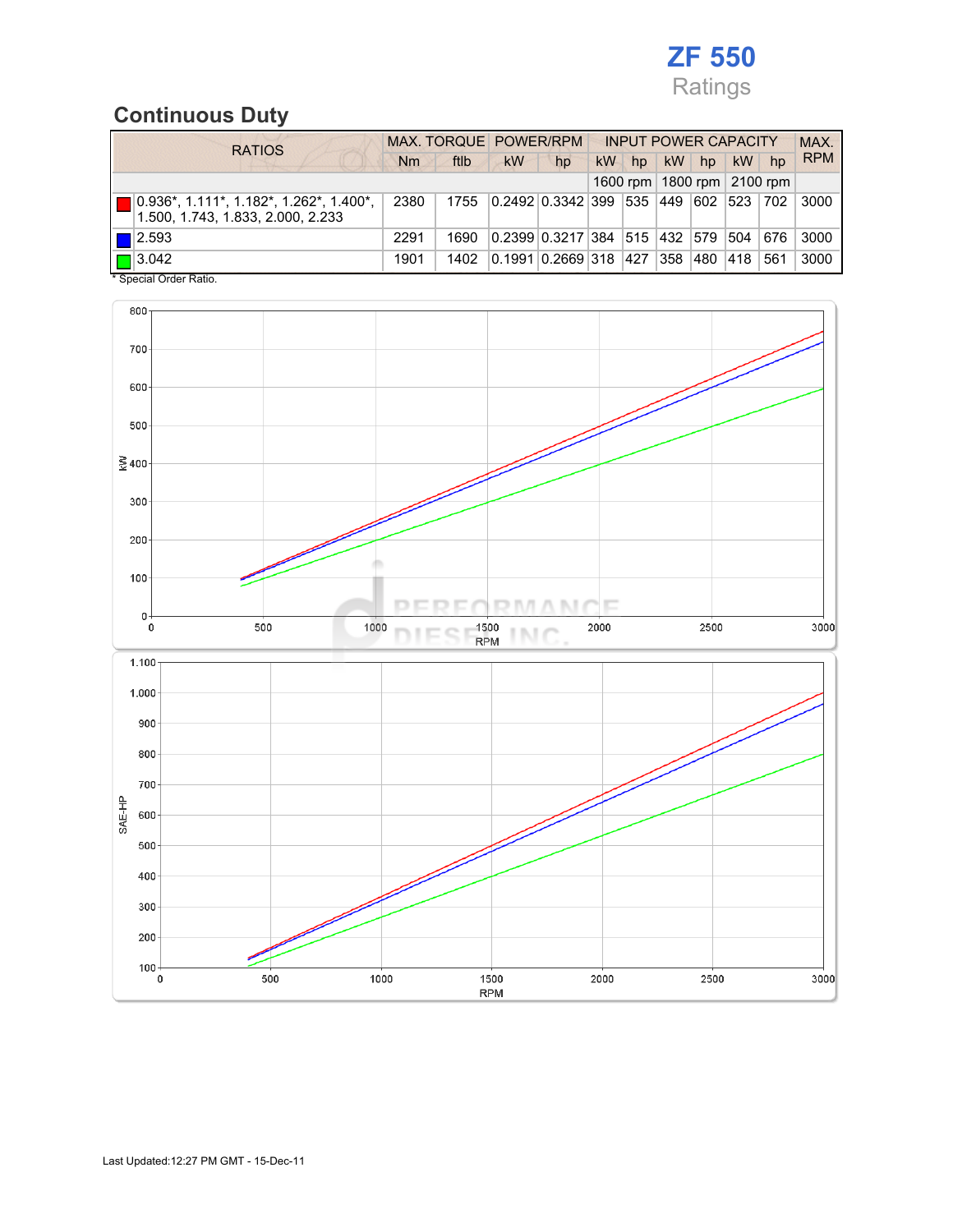# ZF 550

Ratings

## Continuous Duty

| RATIOS | MAX. TORQUE | | POWER/RPM | | INPUT POWER CAPACITY | | | | | | MAX. RPM |
|---|---|---|---|---|---|---|---|---|---|---|---|
| | Nm | ftlb | kW | hp | kW | hp | kW | hp | kW | hp | |
| | | | | | 1600 rpm | | 1800 rpm | | 2100 rpm | | |
| 0.936*, 1.111*, 1.182*, 1.262*, 1.400*, 1.500, 1.743, 1.833, 2.000, 2.233 | 2380 | 1755 | 0.2492 | 0.3342 | 399 | 535 | 449 | 602 | 523 | 702 | 3000 |
| 2.593 | 2291 | 1690 | 0.2399 | 0.3217 | 384 | 515 | 432 | 579 | 504 | 676 | 3000 |
| 3.042 | 1901 | 1402 | 0.1991 | 0.2669 | 318 | 427 | 358 | 480 | 418 | 561 | 3000 |

\* Special Order Ratio.

Last Updated:12:27 PM GMT - 15-Dec-11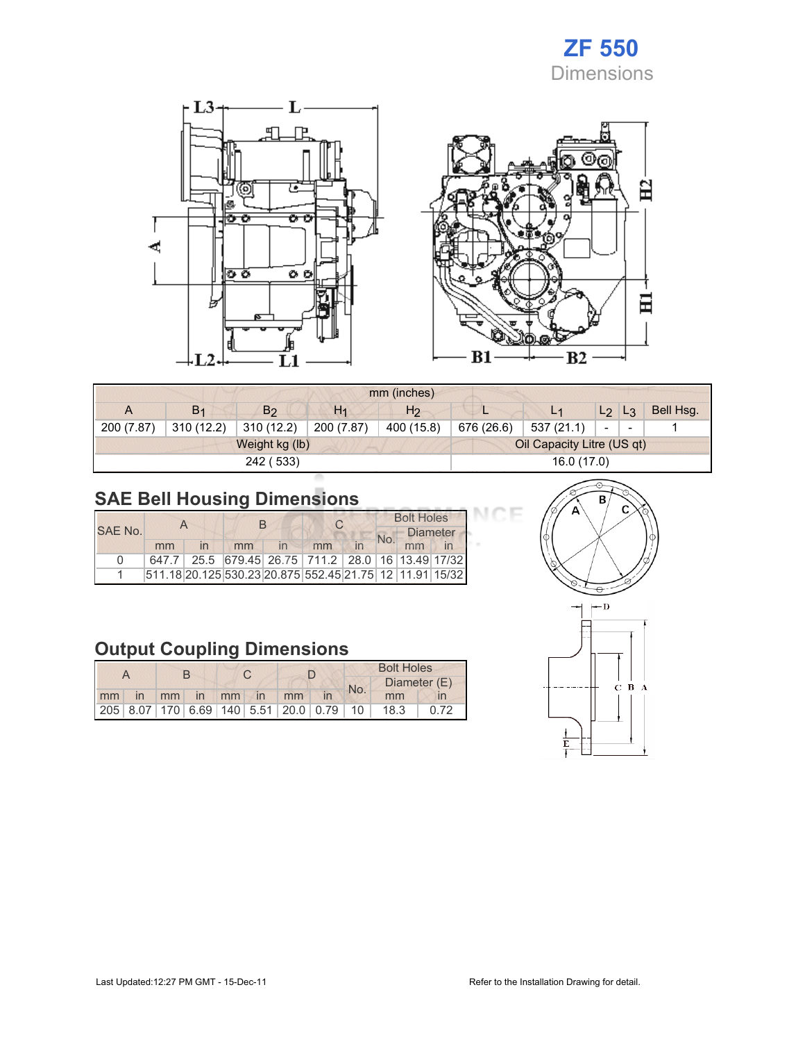# ZF 550

## Dimensions

| mm (inches) | | | | | | | | | |
|---|---|---|---|---|---|---|---|---|---|
| A | $B_1$ | $B_2$ | $H_1$ | $H_2$ | L | $L_1$ | $L_2$ | $L_3$ | Bell Hsg. |
| 200 (7.87) | 310 (12.2) | 310 (12.2) | 200 (7.87) | 400 (15.8) | 676 (26.6) | 537 (21.1) | - | - | 1 |
| Weight kg (lb) | | | | | Oil Capacity Litre (US qt) | | | | |
| 242 ( 533) | | | | | 16.0 (17.0) | | | | |

## SAE Bell Housing Dimensions

| SAE No. | A | | B | | C | | Bolt Holes | | |
|---|---|---|---|---|---|---|---|---|---|
| | | | | | | | No. | Diameter | |
| | mm | in | mm | in | mm | in | | mm | in |
| 0 | 647.7 | 25.5 | 679.45 | 26.75 | 711.2 | 28.0 | 16 | 13.49 | 17/32 |
| 1 | 511.18 | 20.125 | 530.23 | 20.875 | 552.45 | 21.75 | 12 | 11.91 | 15/32 |

## Output Coupling Dimensions

| A | | B | | C | | D | | Bolt Holes | | |
|---|---|---|---|---|---|---|---|---|---|---|
| | | | | | | | | No. | Diameter (E) | |
| mm | in | mm | in | mm | in | mm | in | | mm | in |
| 205 | 8.07 | 170 | 6.69 | 140 | 5.51 | 20.0 | 0.79 | 10 | 18.3 | 0.72 |

Last Updated:12:27 PM GMT - 15-Dec-11

Refer to the Installation Drawing for detail.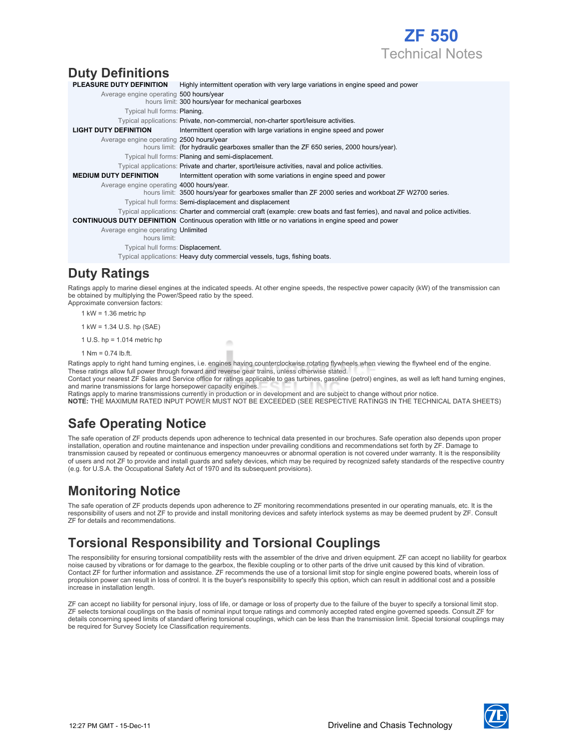# ZF 550

## Technical Notes

## Duty Definitions

| | |
|---|---|
| **PLEASURE DUTY DEFINITION** | Highly intermittent operation with very large variations in engine speed and power |
| Average engine operating hours limit: | 500 hours/year<br>300 hours/year for mechanical gearboxes |
| Typical hull forms: | Planing. |
| Typical applications: | Private, non-commercial, non-charter sport/leisure activities. |
| **LIGHT DUTY DEFINITION** | Intermittent operation with large variations in engine speed and power |
| Average engine operating hours limit: | 2500 hours/year<br>(for hydraulic gearboxes smaller than the ZF 650 series, 2000 hours/year). |
| Typical hull forms: | Planing and semi-displacement. |
| Typical applications: | Private and charter, sport/leisure activities, naval and police activities. |
| **MEDIUM DUTY DEFINITION** | Intermittent operation with some variations in engine speed and power |
| Average engine operating hours limit: | 4000 hours/year.<br>3500 hours/year for gearboxes smaller than ZF 2000 series and workboat ZF W2700 series. |
| Typical hull forms: | Semi-displacement and displacement |
| Typical applications: | Charter and commercial craft (example: crew boats and fast ferries), and naval and police activities. |
| **CONTINUOUS DUTY DEFINITION** | Continuous operation with little or no variations in engine speed and power |
| Average engine operating hours limit: | Unlimited |
| Typical hull forms: | Displacement. |
| Typical applications: | Heavy duty commercial vessels, tugs, fishing boats. |

## Duty Ratings

Ratings apply to marine diesel engines at the indicated speeds. At other engine speeds, the respective power capacity (kW) of the transmission can be obtained by multiplying the Power/Speed ratio by the speed.
Approximate conversion factors:

1 kW = 1.36 metric hp

1 kW = 1.34 U.S. hp (SAE)

1 U.S. hp = 1.014 metric hp

1 Nm = 0.74 lb.ft.

Ratings apply to right hand turning engines, i.e. engines having counterclockwise rotating flywheels when viewing the flywheel end of the engine. These ratings allow full power through forward and reverse gear trains, unless otherwise stated.
Contact your nearest ZF Sales and Service office for ratings applicable to gas turbines, gasoline (petrol) engines, as well as left hand turning engines, and marine transmissions for large horsepower capacity engines.
Ratings apply to marine transmissions currently in production or in development and are subject to change without prior notice.
**NOTE:** THE MAXIMUM RATED INPUT POWER MUST NOT BE EXCEEDED (SEE RESPECTIVE RATINGS IN THE TECHNICAL DATA SHEETS)

## Safe Operating Notice

The safe operation of ZF products depends upon adherence to technical data presented in our brochures. Safe operation also depends upon proper installation, operation and routine maintenance and inspection under prevailing conditions and recommendations set forth by ZF. Damage to transmission caused by repeated or continuous emergency manoeuvres or abnormal operation is not covered under warranty. It is the responsibility of users and not ZF to provide and install guards and safety devices, which may be required by recognized safety standards of the respective country (e.g. for U.S.A. the Occupational Safety Act of 1970 and its subsequent provisions).

## Monitoring Notice

The safe operation of ZF products depends upon adherence to ZF monitoring recommendations presented in our operating manuals, etc. It is the responsibility of users and not ZF to provide and install monitoring devices and safety interlock systems as may be deemed prudent by ZF. Consult ZF for details and recommendations.

## Torsional Responsibility and Torsional Couplings

The responsibility for ensuring torsional compatibility rests with the assembler of the drive and driven equipment. ZF can accept no liability for gearbox noise caused by vibrations or for damage to the gearbox, the flexible coupling or to other parts of the drive unit caused by this kind of vibration. Contact ZF for further information and assistance. ZF recommends the use of a torsional limit stop for single engine powered boats, wherein loss of propulsion power can result in loss of control. It is the buyer's responsibility to specify this option, which can result in additional cost and a possible increase in installation length.

ZF can accept no liability for personal injury, loss of life, or damage or loss of property due to the failure of the buyer to specify a torsional limit stop. ZF selects torsional couplings on the basis of nominal input torque ratings and commonly accepted rated engine governed speeds. Consult ZF for details concerning speed limits of standard offering torsional couplings, which can be less than the transmission limit. Special torsional couplings may be required for Survey Society Ice Classification requirements.